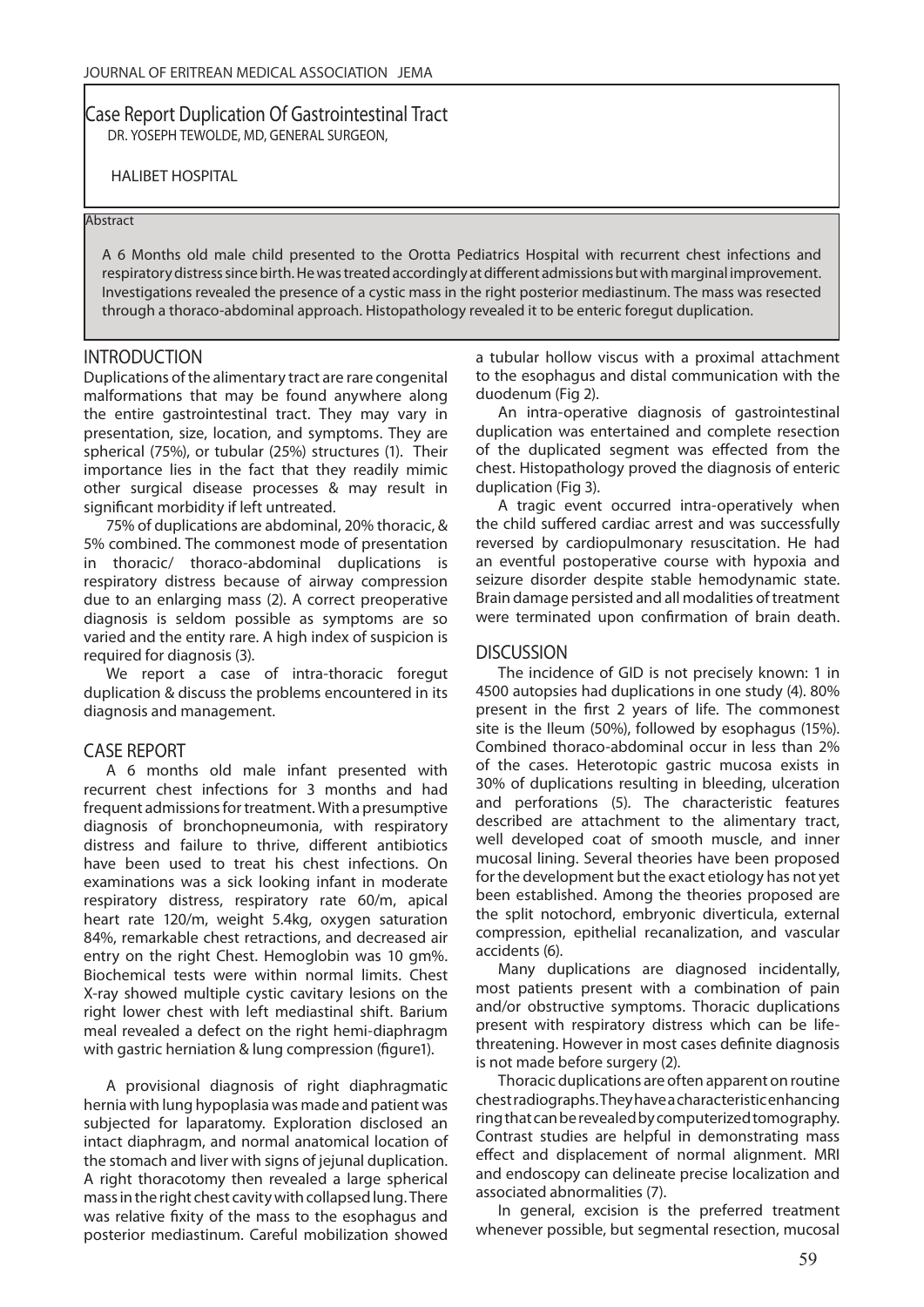# Case Report Duplication Of Gastrointestinal Tract

DR. YOSEPH TEWOLDE, MD, GENERAL SURGEON,

HALIBET HOSPITAL

## Abstract

A 6 Months old male child presented to the Orotta Pediatrics Hospital with recurrent chest infections and respiratory distress since birth. He was treated accordingly at different admissions but with marginal improvement. Investigations revealed the presence of a cystic mass in the right posterior mediastinum. The mass was resected through a thoraco-abdominal approach. Histopathology revealed it to be enteric foregut duplication.

## INTRODUCTION

Duplications of the alimentary tract are rare congenital malformations that may be found anywhere along the entire gastrointestinal tract. They may vary in presentation, size, location, and symptoms. They are spherical (75%), or tubular (25%) structures (1). Their importance lies in the fact that they readily mimic other surgical disease processes & may result in significant morbidity if left untreated.

75% of duplications are abdominal, 20% thoracic, & 5% combined. The commonest mode of presentation in thoracic/ thoraco-abdominal duplications is respiratory distress because of airway compression due to an enlarging mass (2). A correct preoperative diagnosis is seldom possible as symptoms are so varied and the entity rare. A high index of suspicion is required for diagnosis (3).

We report a case of intra-thoracic foregut duplication & discuss the problems encountered in its diagnosis and management.

## CASE REPORT

A 6 months old male infant presented with recurrent chest infections for 3 months and had frequent admissions for treatment. With a presumptive diagnosis of bronchopneumonia, with respiratory distress and failure to thrive, different antibiotics have been used to treat his chest infections. On examinations was a sick looking infant in moderate respiratory distress, respiratory rate 60/m, apical heart rate 120/m, weight 5.4kg, oxygen saturation 84%, remarkable chest retractions, and decreased air entry on the right Chest. Hemoglobin was 10 gm%. Biochemical tests were within normal limits. Chest X-ray showed multiple cystic cavitary lesions on the right lower chest with left mediastinal shift. Barium meal revealed a defect on the right hemi-diaphragm with gastric herniation & lung compression (figure1).

A provisional diagnosis of right diaphragmatic hernia with lung hypoplasia was made and patient was subjected for laparatomy. Exploration disclosed an intact diaphragm, and normal anatomical location of the stomach and liver with signs of jejunal duplication. A right thoracotomy then revealed a large spherical mass in the right chest cavity with collapsed lung. There was relative fixity of the mass to the esophagus and posterior mediastinum. Careful mobilization showed a tubular hollow viscus with a proximal attachment to the esophagus and distal communication with the duodenum (Fig 2).

An intra-operative diagnosis of gastrointestinal duplication was entertained and complete resection of the duplicated segment was effected from the chest. Histopathology proved the diagnosis of enteric duplication (Fig 3).

A tragic event occurred intra-operatively when the child suffered cardiac arrest and was successfully reversed by cardiopulmonary resuscitation. He had an eventful postoperative course with hypoxia and seizure disorder despite stable hemodynamic state. Brain damage persisted and all modalities of treatment were terminated upon confirmation of brain death.

## DISCUSSION

The incidence of GID is not precisely known: 1 in 4500 autopsies had duplications in one study (4). 80% present in the first 2 years of life. The commonest site is the Ileum (50%), followed by esophagus (15%). Combined thoraco-abdominal occur in less than 2% of the cases. Heterotopic gastric mucosa exists in 30% of duplications resulting in bleeding, ulceration and perforations (5). The characteristic features described are attachment to the alimentary tract, well developed coat of smooth muscle, and inner mucosal lining. Several theories have been proposed for the development but the exact etiology has not yet been established. Among the theories proposed are the split notochord, embryonic diverticula, external compression, epithelial recanalization, and vascular accidents (6).

Many duplications are diagnosed incidentally, most patients present with a combination of pain and/or obstructive symptoms. Thoracic duplications present with respiratory distress which can be life-threatening. However in most cases definite diagnosis is not made before surgery (2).

Thoracic duplications are often apparent on routine chest radiographs. They have a characteristic enhancing ring that can be revealed by computerized tomography. Contrast studies are helpful in demonstrating mass effect and displacement of normal alignment. MRI and endoscopy can delineate precise localization and associated abnormalities (7).

In general, excision is the preferred treatment whenever possible, but segmental resection, mucosal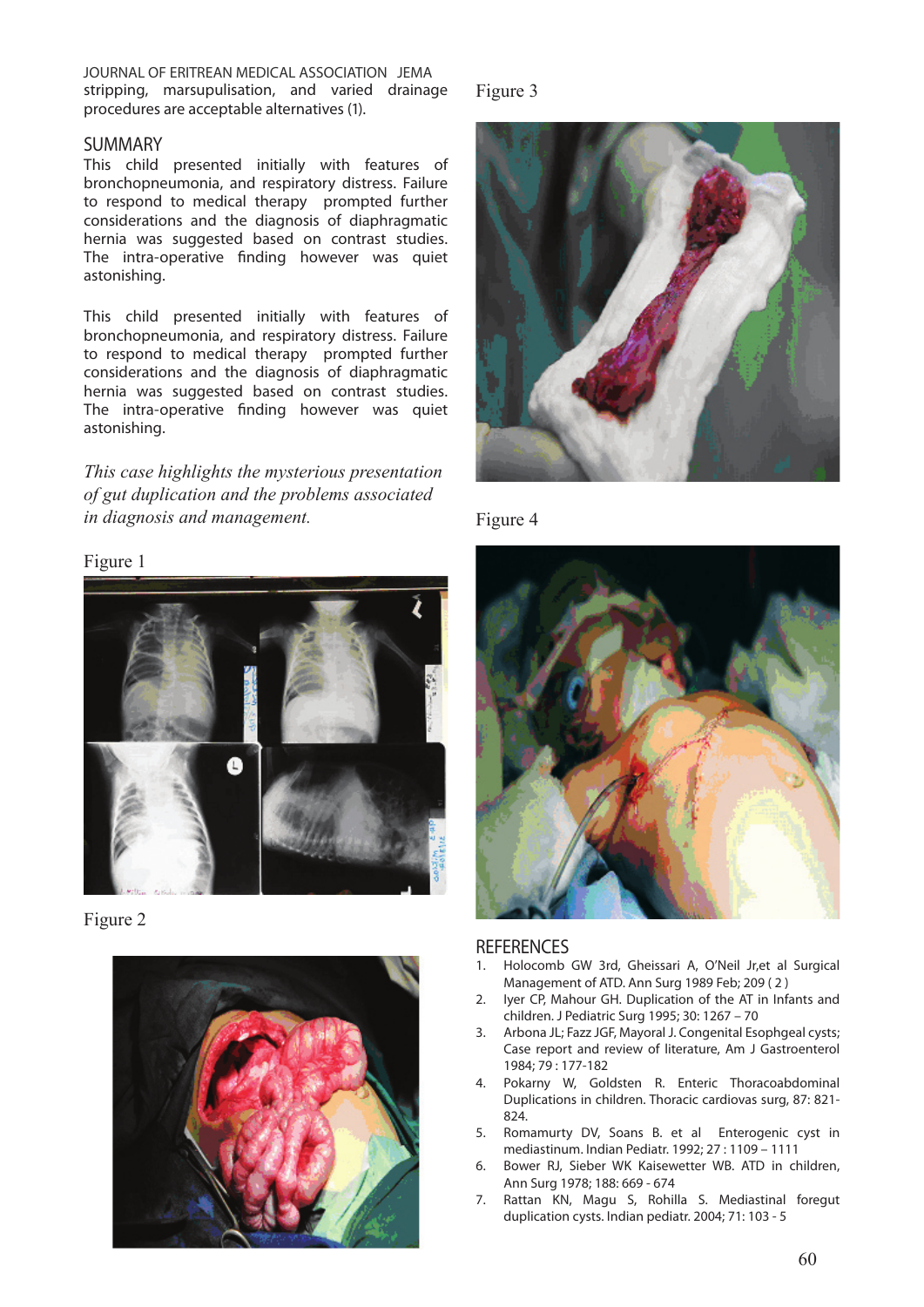stripping, marsupulisation, and varied drainage procedures are acceptable alternatives (1).

## SUMMARY

This child presented initially with features of bronchopneumonia, and respiratory distress. Failure to respond to medical therapy prompted further considerations and the diagnosis of diaphragmatic hernia was suggested based on contrast studies. The intra-operative finding however was quiet astonishing.

This child presented initially with features of bronchopneumonia, and respiratory distress. Failure to respond to medical therapy prompted further considerations and the diagnosis of diaphragmatic hernia was suggested based on contrast studies. The intra-operative finding however was quiet astonishing.

*This case highlights the mysterious presentation of gut duplication and the problems associated in diagnosis and management.*

Figure 1

Figure 2

Figure 3

Figure 4

## REFERENCES

1. Holocomb GW 3rd, Gheissari A, O'Neil Jr,et al Surgical Management of ATD. Ann Surg 1989 Feb; 209 ( 2 )
2. Iyer CP, Mahour GH. Duplication of the AT in Infants and children. J Pediatric Surg 1995; 30: 1267 – 70
3. Arbona JL; Fazz JGF, Mayoral J. Congenital Esophgeal cysts; Case report and review of literature, Am J Gastroenterol 1984; 79 : 177-182
4. Pokarny W, Goldsten R. Enteric Thoracoabdominal Duplications in children. Thoracic cardiovas surg, 87: 821-824.
5. Romamurty DV, Soans B. et al Enterogenic cyst in mediastinum. Indian Pediatr. 1992; 27 : 1109 – 1111
6. Bower RJ, Sieber WK Kaisewetter WB. ATD in children, Ann Surg 1978; 188: 669 - 674
7. Rattan KN, Magu S, Rohilla S. Mediastinal foregut duplication cysts. Indian pediatr. 2004; 71: 103 - 5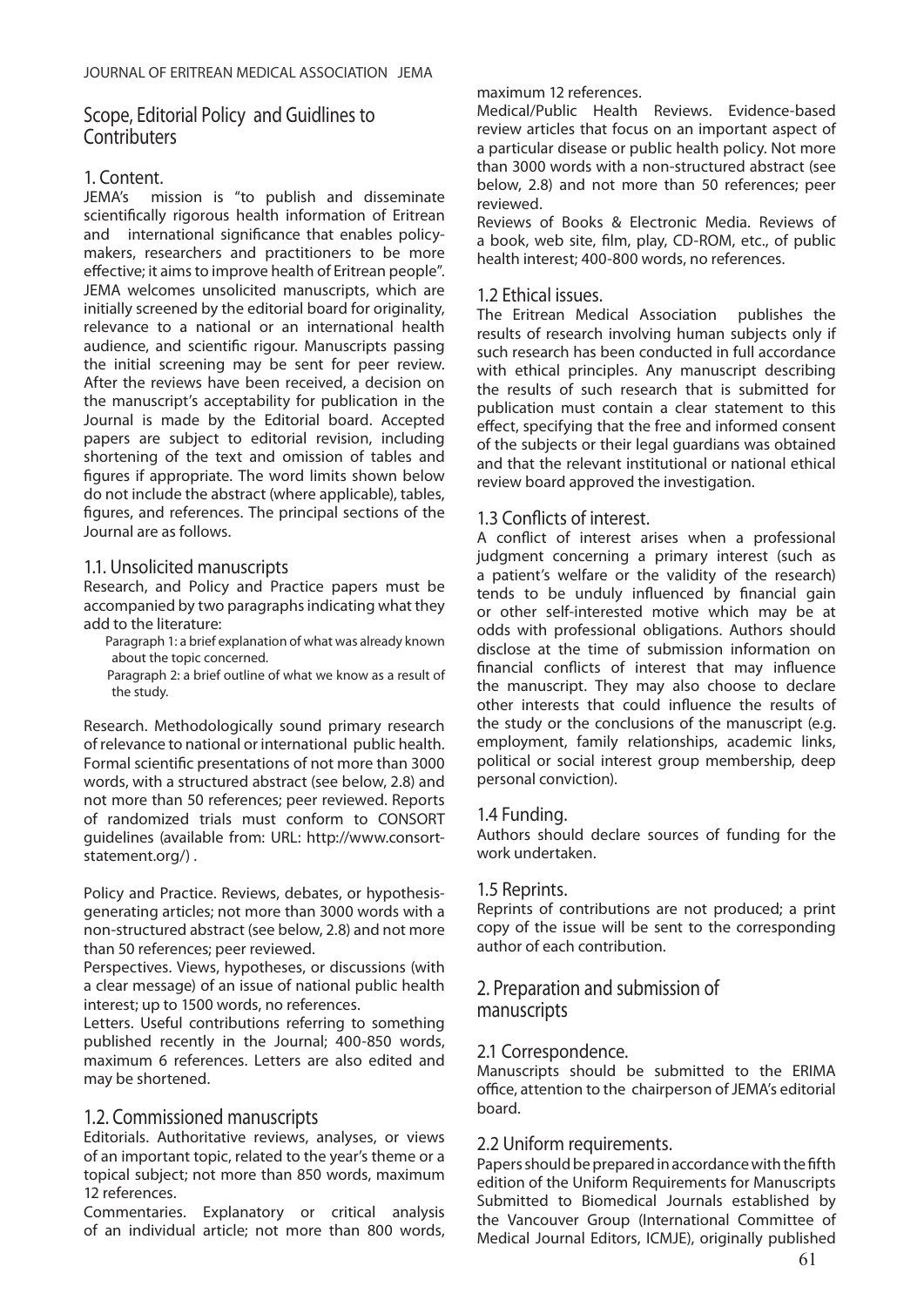## Scope, Editorial Policy and Guidlines to Contributers

### 1. Content.

JEMA's mission is "to publish and disseminate scientifically rigorous health information of Eritrean and international significance that enables policy-makers, researchers and practitioners to be more effective; it aims to improve health of Eritrean people". JEMA welcomes unsolicited manuscripts, which are initially screened by the editorial board for originality, relevance to a national or an international health audience, and scientific rigour. Manuscripts passing the initial screening may be sent for peer review. After the reviews have been received, a decision on the manuscript's acceptability for publication in the Journal is made by the Editorial board. Accepted papers are subject to editorial revision, including shortening of the text and omission of tables and figures if appropriate. The word limits shown below do not include the abstract (where applicable), tables, figures, and references. The principal sections of the Journal are as follows.

### 1.1. Unsolicited manuscripts

Research, and Policy and Practice papers must be accompanied by two paragraphs indicating what they add to the literature:

Paragraph 1: a brief explanation of what was already known about the topic concerned.

Paragraph 2: a brief outline of what we know as a result of the study.

Research. Methodologically sound primary research of relevance to national or international public health. Formal scientific presentations of not more than 3000 words, with a structured abstract (see below, 2.8) and not more than 50 references; peer reviewed. Reports of randomized trials must conform to CONSORT guidelines (available from: URL: http://www.consort-statement.org/) .

Policy and Practice. Reviews, debates, or hypothesis-generating articles; not more than 3000 words with a non-structured abstract (see below, 2.8) and not more than 50 references; peer reviewed.

Perspectives. Views, hypotheses, or discussions (with a clear message) of an issue of national public health interest; up to 1500 words, no references.

Letters. Useful contributions referring to something published recently in the Journal; 400-850 words, maximum 6 references. Letters are also edited and may be shortened.

### 1.2. Commissioned manuscripts

Editorials. Authoritative reviews, analyses, or views of an important topic, related to the year's theme or a topical subject; not more than 850 words, maximum 12 references.

Commentaries. Explanatory or critical analysis of an individual article; not more than 800 words, maximum 12 references.

Medical/Public Health Reviews. Evidence-based review articles that focus on an important aspect of a particular disease or public health policy. Not more than 3000 words with a non-structured abstract (see below, 2.8) and not more than 50 references; peer reviewed.

Reviews of Books & Electronic Media. Reviews of a book, web site, film, play, CD-ROM, etc., of public health interest; 400-800 words, no references.

### 1.2 Ethical issues.

The Eritrean Medical Association publishes the results of research involving human subjects only if such research has been conducted in full accordance with ethical principles. Any manuscript describing the results of such research that is submitted for publication must contain a clear statement to this effect, specifying that the free and informed consent of the subjects or their legal guardians was obtained and that the relevant institutional or national ethical review board approved the investigation.

### 1.3 Conflicts of interest.

A conflict of interest arises when a professional judgment concerning a primary interest (such as a patient's welfare or the validity of the research) tends to be unduly influenced by financial gain or other self-interested motive which may be at odds with professional obligations. Authors should disclose at the time of submission information on financial conflicts of interest that may influence the manuscript. They may also choose to declare other interests that could influence the results of the study or the conclusions of the manuscript (e.g. employment, family relationships, academic links, political or social interest group membership, deep personal conviction).

### 1.4 Funding.

Authors should declare sources of funding for the work undertaken.

### 1.5 Reprints.

Reprints of contributions are not produced; a print copy of the issue will be sent to the corresponding author of each contribution.

## 2. Preparation and submission of manuscripts

### 2.1 Correspondence.

Manuscripts should be submitted to the ERIMA office, attention to the chairperson of JEMA's editorial board.

### 2.2 Uniform requirements.

Papers should be prepared in accordance with the fifth edition of the Uniform Requirements for Manuscripts Submitted to Biomedical Journals established by the Vancouver Group (International Committee of Medical Journal Editors, ICMJE), originally published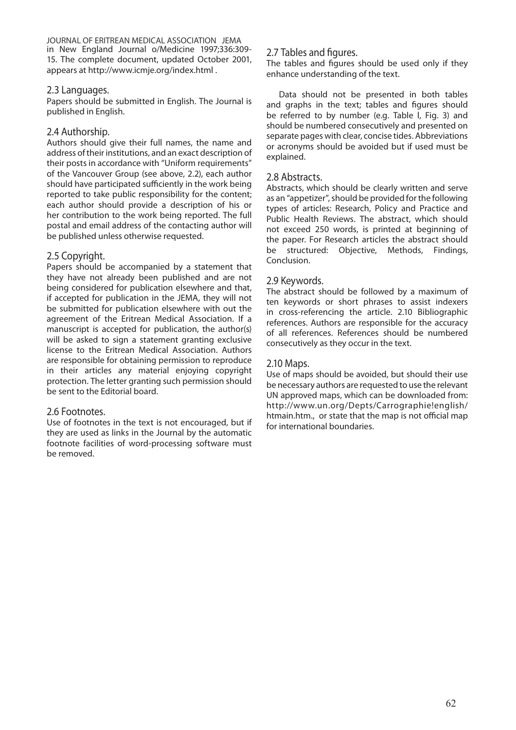in New England Journal o/Medicine 1997;336:309-15. The complete document, updated October 2001, appears at http://www.icmje.org/index.html .

## 2.3 Languages.

Papers should be submitted in English. The Journal is published in English.

## 2.4 Authorship.

Authors should give their full names, the name and address of their institutions, and an exact description of their posts in accordance with "Uniform requirements" of the Vancouver Group (see above, 2.2), each author should have participated sufficiently in the work being reported to take public responsibility for the content; each author should provide a description of his or her contribution to the work being reported. The full postal and email address of the contacting author will be published unless otherwise requested.

## 2.5 Copyright.

Papers should be accompanied by a statement that they have not already been published and are not being considered for publication elsewhere and that, if accepted for publication in the JEMA, they will not be submitted for publication elsewhere with out the agreement of the Eritrean Medical Association. If a manuscript is accepted for publication, the author(s) will be asked to sign a statement granting exclusive license to the Eritrean Medical Association. Authors are responsible for obtaining permission to reproduce in their articles any material enjoying copyright protection. The letter granting such permission should be sent to the Editorial board.

## 2.6 Footnotes.

Use of footnotes in the text is not encouraged, but if they are used as links in the Journal by the automatic footnote facilities of word-processing software must be removed.

## 2.7 Tables and figures.

The tables and figures should be used only if they enhance understanding of the text.

Data should not be presented in both tables and graphs in the text; tables and figures should be referred to by number (e.g. Table l, Fig. 3) and should be numbered consecutively and presented on separate pages with clear, concise tides. Abbreviations or acronyms should be avoided but if used must be explained.

## 2.8 Abstracts.

Abstracts, which should be clearly written and serve as an "appetizer", should be provided for the following types of articles: Research, Policy and Practice and Public Health Reviews. The abstract, which should not exceed 250 words, is printed at beginning of the paper. For Research articles the abstract should be structured: Objective, Methods, Findings, Conclusion.

## 2.9 Keywords.

The abstract should be followed by a maximum of ten keywords or short phrases to assist indexers in cross-referencing the article. 2.10 Bibliographic references. Authors are responsible for the accuracy of all references. References should be numbered consecutively as they occur in the text.

## 2.10 Maps.

Use of maps should be avoided, but should their use be necessary authors are requested to use the relevant UN approved maps, which can be downloaded from: http://www.un.org/Depts/Carrographie!english/htmain.htm., or state that the map is not official map for international boundaries.